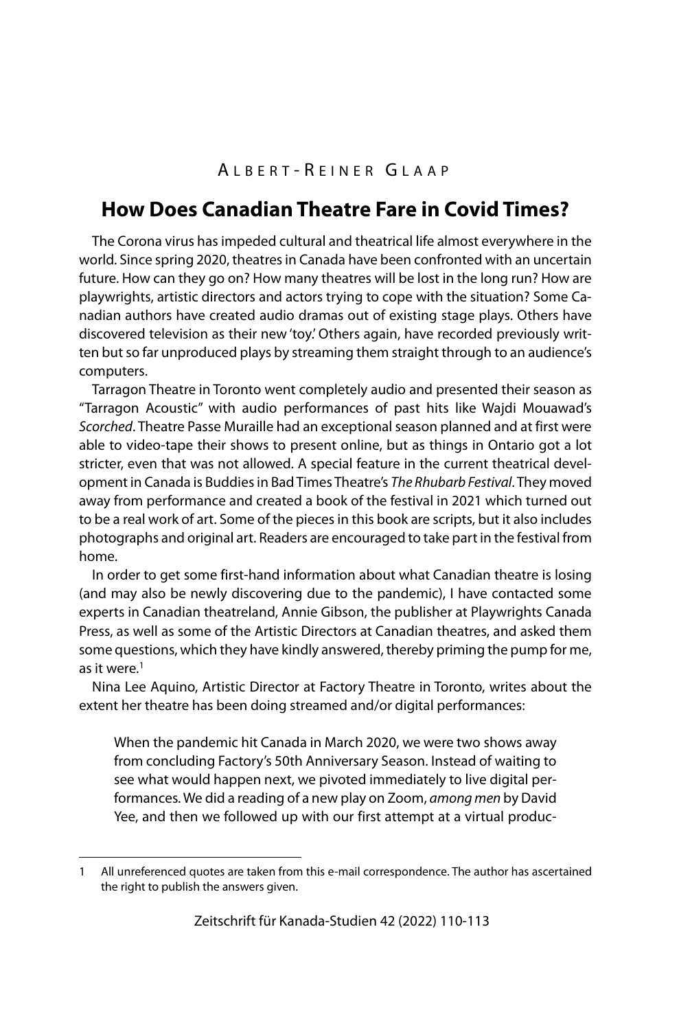Albert-Reiner Glaap

# How Does Canadian Theatre Fare in Covid Times?

The Corona virus has impeded cultural and theatrical life almost everywhere in the world. Since spring 2020, theatres in Canada have been confronted with an uncertain future. How can they go on? How many theatres will be lost in the long run? How are playwrights, artistic directors and actors trying to cope with the situation? Some Canadian authors have created audio dramas out of existing stage plays. Others have discovered television as their new 'toy.' Others again, have recorded previously written but so far unproduced plays by streaming them straight through to an audience's computers.

Tarragon Theatre in Toronto went completely audio and presented their season as "Tarragon Acoustic" with audio performances of past hits like Wajdi Mouawad's *Scorched*. Theatre Passe Muraille had an exceptional season planned and at first were able to video-tape their shows to present online, but as things in Ontario got a lot stricter, even that was not allowed. A special feature in the current theatrical development in Canada is Buddies in Bad Times Theatre's *The Rhubarb Festival*. They moved away from performance and created a book of the festival in 2021 which turned out to be a real work of art. Some of the pieces in this book are scripts, but it also includes photographs and original art. Readers are encouraged to take part in the festival from home.

In order to get some first-hand information about what Canadian theatre is losing (and may also be newly discovering due to the pandemic), I have contacted some experts in Canadian theatreland, Annie Gibson, the publisher at Playwrights Canada Press, as well as some of the Artistic Directors at Canadian theatres, and asked them some questions, which they have kindly answered, thereby priming the pump for me, as it were.[1]

Nina Lee Aquino, Artistic Director at Factory Theatre in Toronto, writes about the extent her theatre has been doing streamed and/or digital performances:

> When the pandemic hit Canada in March 2020, we were two shows away from concluding Factory's 50th Anniversary Season. Instead of waiting to see what would happen next, we pivoted immediately to live digital performances. We did a reading of a new play on Zoom, *among men* by David Yee, and then we followed up with our first attempt at a virtual produc-

---

1 All unreferenced quotes are taken from this e-mail correspondence. The author has ascertained the right to publish the answers given.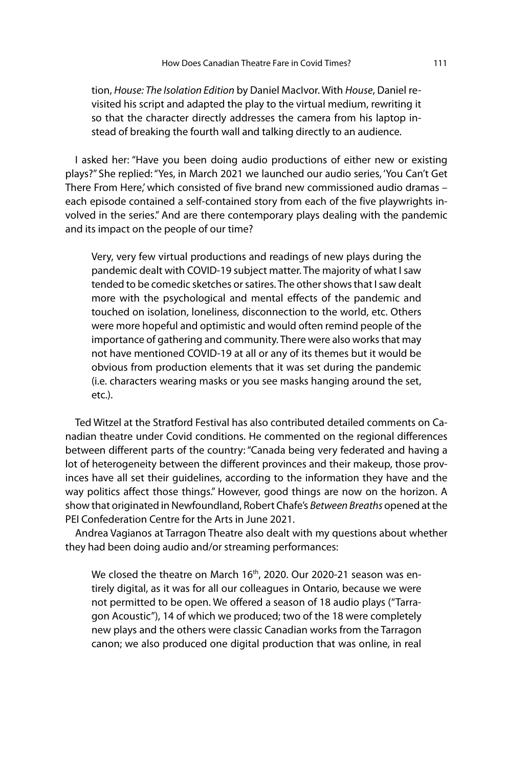tion, *House: The Isolation Edition* by Daniel MacIvor. With *House*, Daniel revisited his script and adapted the play to the virtual medium, rewriting it so that the character directly addresses the camera from his laptop instead of breaking the fourth wall and talking directly to an audience.

I asked her: "Have you been doing audio productions of either new or existing plays?" She replied: "Yes, in March 2021 we launched our audio series, 'You Can't Get There From Here,' which consisted of five brand new commissioned audio dramas – each episode contained a self-contained story from each of the five playwrights involved in the series." And are there contemporary plays dealing with the pandemic and its impact on the people of our time?

> Very, very few virtual productions and readings of new plays during the pandemic dealt with COVID-19 subject matter. The majority of what I saw tended to be comedic sketches or satires. The other shows that I saw dealt more with the psychological and mental effects of the pandemic and touched on isolation, loneliness, disconnection to the world, etc. Others were more hopeful and optimistic and would often remind people of the importance of gathering and community. There were also works that may not have mentioned COVID-19 at all or any of its themes but it would be obvious from production elements that it was set during the pandemic (i.e. characters wearing masks or you see masks hanging around the set, etc.).

Ted Witzel at the Stratford Festival has also contributed detailed comments on Canadian theatre under Covid conditions. He commented on the regional differences between different parts of the country: "Canada being very federated and having a lot of heterogeneity between the different provinces and their makeup, those provinces have all set their guidelines, according to the information they have and the way politics affect those things." However, good things are now on the horizon. A show that originated in Newfoundland, Robert Chafe's *Between Breaths* opened at the PEI Confederation Centre for the Arts in June 2021.

Andrea Vagianos at Tarragon Theatre also dealt with my questions about whether they had been doing audio and/or streaming performances:

> We closed the theatre on March 16th, 2020. Our 2020-21 season was entirely digital, as it was for all our colleagues in Ontario, because we were not permitted to be open. We offered a season of 18 audio plays ("Tarragon Acoustic"), 14 of which we produced; two of the 18 were completely new plays and the others were classic Canadian works from the Tarragon canon; we also produced one digital production that was online, in real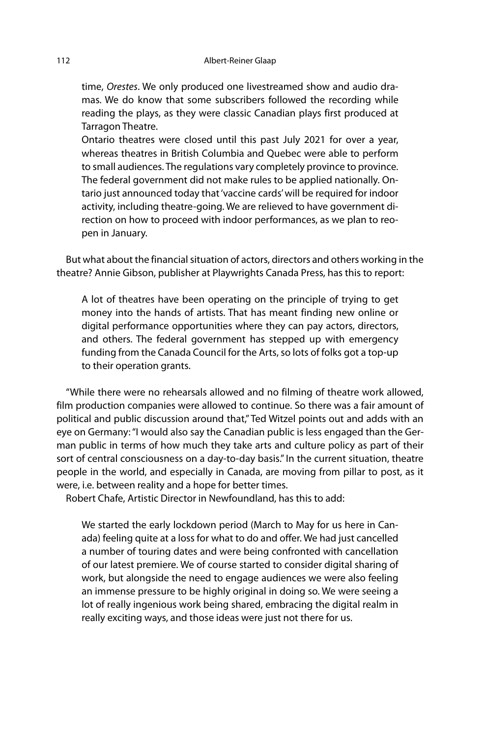> time, *Orestes*. We only produced one livestreamed show and audio dramas. We do know that some subscribers followed the recording while reading the plays, as they were classic Canadian plays first produced at Tarragon Theatre.
>
> Ontario theatres were closed until this past July 2021 for over a year, whereas theatres in British Columbia and Quebec were able to perform to small audiences. The regulations vary completely province to province. The federal government did not make rules to be applied nationally. Ontario just announced today that 'vaccine cards' will be required for indoor activity, including theatre-going. We are relieved to have government direction on how to proceed with indoor performances, as we plan to reopen in January.

But what about the financial situation of actors, directors and others working in the theatre? Annie Gibson, publisher at Playwrights Canada Press, has this to report:

> A lot of theatres have been operating on the principle of trying to get money into the hands of artists. That has meant finding new online or digital performance opportunities where they can pay actors, directors, and others. The federal government has stepped up with emergency funding from the Canada Council for the Arts, so lots of folks got a top-up to their operation grants.

"While there were no rehearsals allowed and no filming of theatre work allowed, film production companies were allowed to continue. So there was a fair amount of political and public discussion around that," Ted Witzel points out and adds with an eye on Germany: "I would also say the Canadian public is less engaged than the German public in terms of how much they take arts and culture policy as part of their sort of central consciousness on a day-to-day basis." In the current situation, theatre people in the world, and especially in Canada, are moving from pillar to post, as it were, i.e. between reality and a hope for better times.

Robert Chafe, Artistic Director in Newfoundland, has this to add:

> We started the early lockdown period (March to May for us here in Canada) feeling quite at a loss for what to do and offer. We had just cancelled a number of touring dates and were being confronted with cancellation of our latest premiere. We of course started to consider digital sharing of work, but alongside the need to engage audiences we were also feeling an immense pressure to be highly original in doing so. We were seeing a lot of really ingenious work being shared, embracing the digital realm in really exciting ways, and those ideas were just not there for us.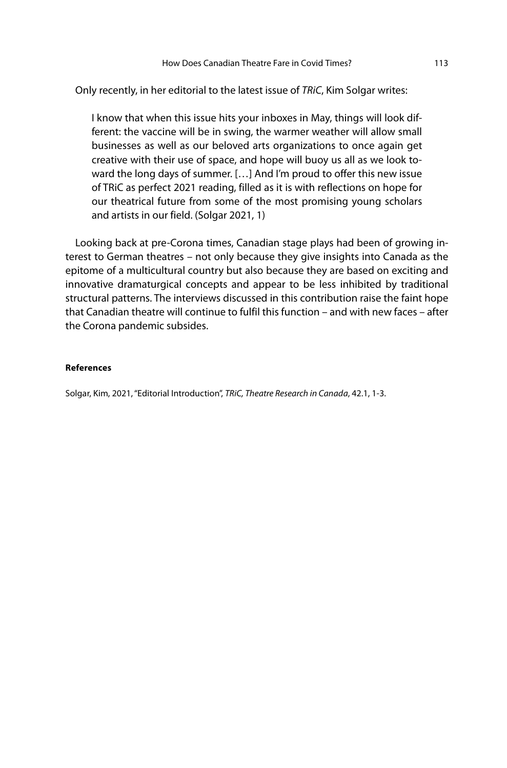Only recently, in her editorial to the latest issue of *TRiC*, Kim Solgar writes:

> I know that when this issue hits your inboxes in May, things will look different: the vaccine will be in swing, the warmer weather will allow small businesses as well as our beloved arts organizations to once again get creative with their use of space, and hope will buoy us all as we look toward the long days of summer. […] And I'm proud to offer this new issue of TRiC as perfect 2021 reading, filled as it is with reflections on hope for our theatrical future from some of the most promising young scholars and artists in our field. (Solgar 2021, 1)

Looking back at pre-Corona times, Canadian stage plays had been of growing interest to German theatres – not only because they give insights into Canada as the epitome of a multicultural country but also because they are based on exciting and innovative dramaturgical concepts and appear to be less inhibited by traditional structural patterns. The interviews discussed in this contribution raise the faint hope that Canadian theatre will continue to fulfil this function – and with new faces – after the Corona pandemic subsides.

**References**

Solgar, Kim, 2021, "Editorial Introduction", *TRiC, Theatre Research in Canada*, 42.1, 1-3.